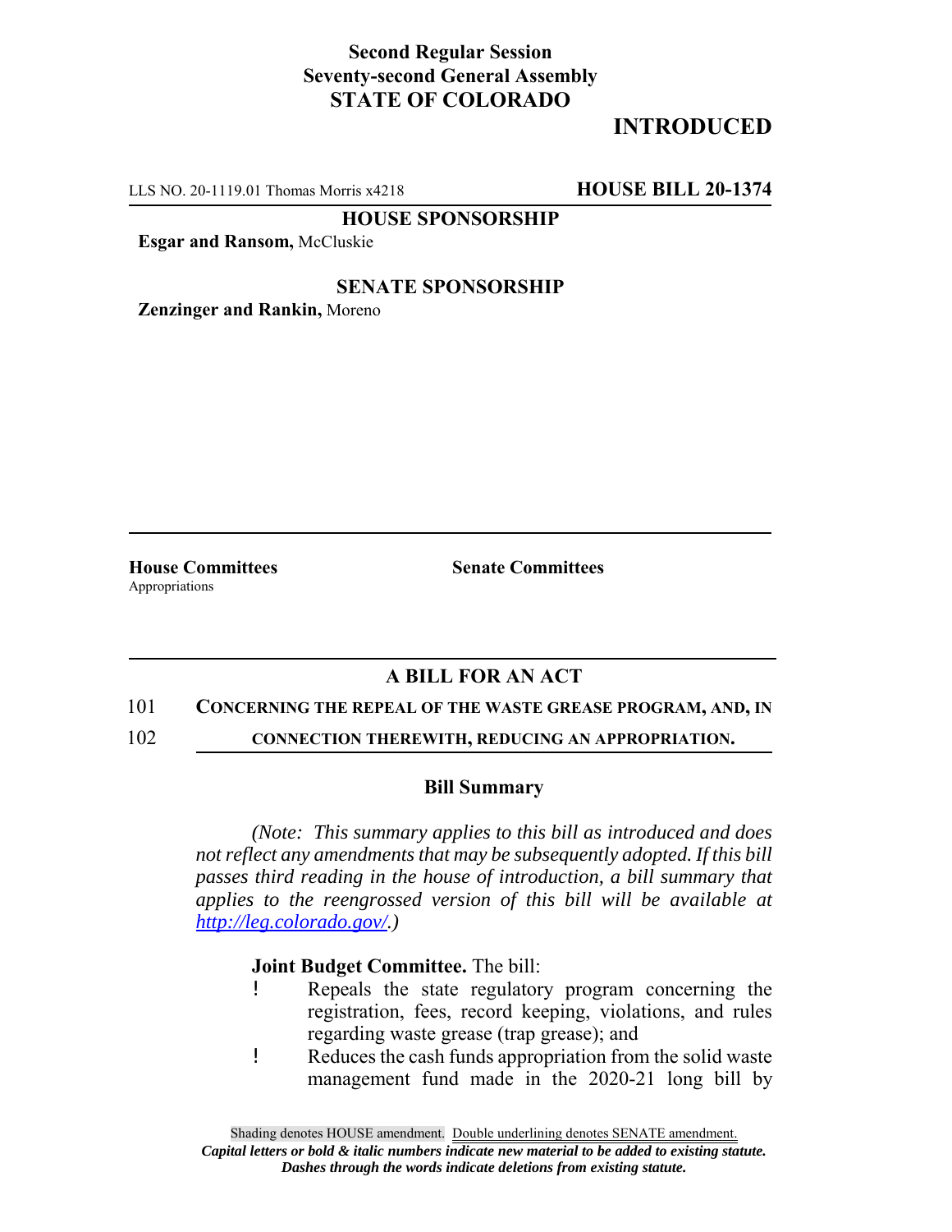**Second Regular Session**
**Seventy-second General Assembly**
**STATE OF COLORADO**

# INTRODUCED

LLS NO. 20-1119.01 Thomas Morris x4218 **HOUSE BILL 20-1374**

**HOUSE SPONSORSHIP**

**Esgar and Ransom,** McCluskie

**SENATE SPONSORSHIP**

**Zenzinger and Rankin,** Moreno

**House Committees**
Appropriations

**Senate Committees**

## A BILL FOR AN ACT

101 **CONCERNING THE REPEAL OF THE WASTE GREASE PROGRAM, AND, IN**
102 **CONNECTION THEREWITH, REDUCING AN APPROPRIATION.**

### Bill Summary

*(Note: This summary applies to this bill as introduced and does not reflect any amendments that may be subsequently adopted. If this bill passes third reading in the house of introduction, a bill summary that applies to the reengrossed version of this bill will be available at http://leg.colorado.gov/.)*

**Joint Budget Committee.** The bill:

- Repeals the state regulatory program concerning the registration, fees, record keeping, violations, and rules regarding waste grease (trap grease); and
- Reduces the cash funds appropriation from the solid waste management fund made in the 2020-21 long bill by

Shading denotes HOUSE amendment. Double underlining denotes SENATE amendment.
*Capital letters or bold & italic numbers indicate new material to be added to existing statute.*
*Dashes through the words indicate deletions from existing statute.*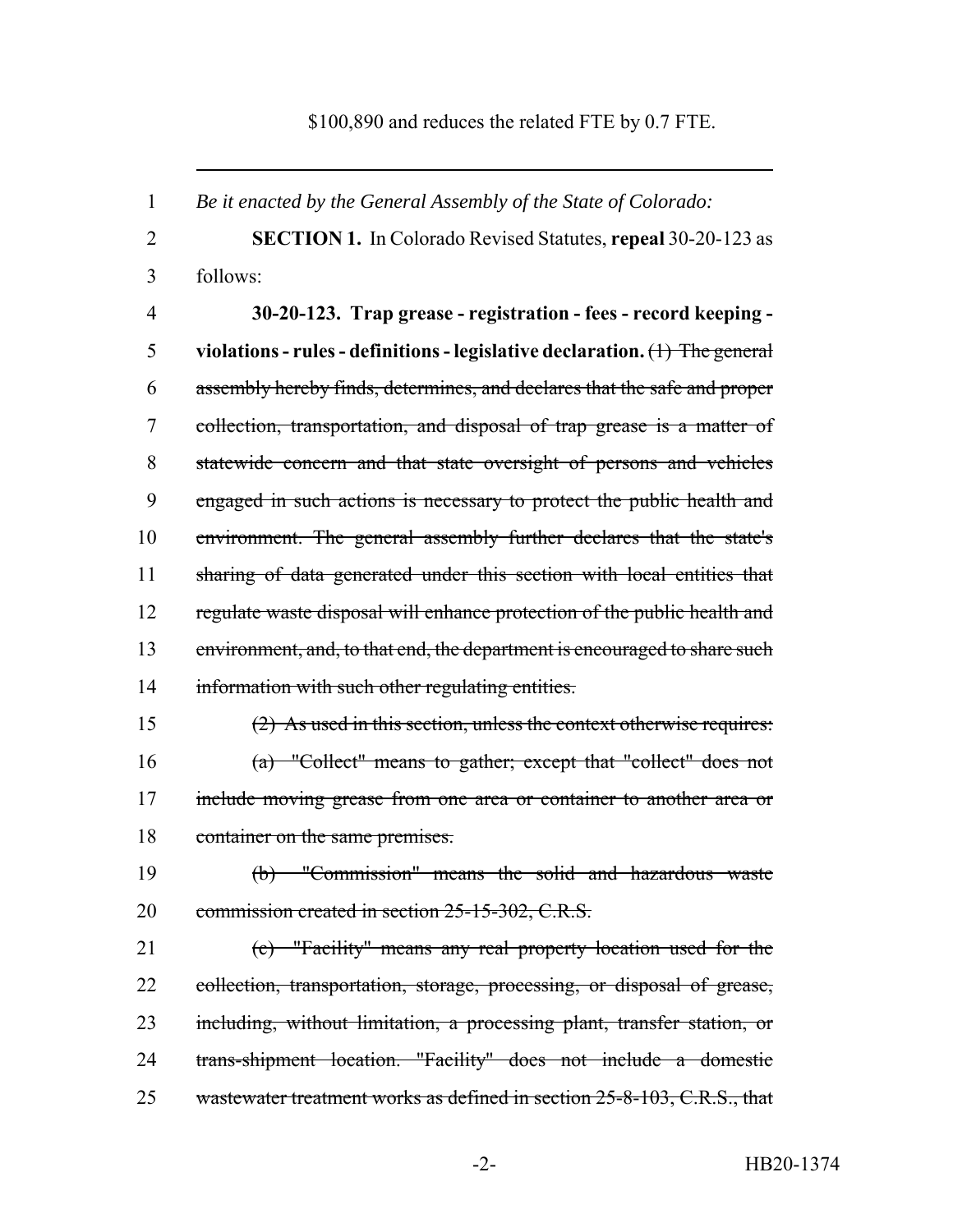$100,890 and reduces the related FTE by 0.7 FTE.

---

1 *Be it enacted by the General Assembly of the State of Colorado:*

2 **SECTION 1.** In Colorado Revised Statutes, **repeal** 30-20-123 as
3 follows:

4 **30-20-123. Trap grease - registration - fees - record keeping -**
5 **violations - rules - definitions - legislative declaration.** ~~(1) The general~~
6 ~~assembly hereby finds, determines, and declares that the safe and proper~~
7 ~~collection, transportation, and disposal of trap grease is a matter of~~
8 ~~statewide concern and that state oversight of persons and vehicles~~
9 ~~engaged in such actions is necessary to protect the public health and~~
10 ~~environment. The general assembly further declares that the state's~~
11 ~~sharing of data generated under this section with local entities that~~
12 ~~regulate waste disposal will enhance protection of the public health and~~
13 ~~environment, and, to that end, the department is encouraged to share such~~
14 ~~information with such other regulating entities.~~

15 ~~(2) As used in this section, unless the context otherwise requires:~~

16 ~~(a) "Collect" means to gather; except that "collect" does not~~
17 ~~include moving grease from one area or container to another area or~~
18 ~~container on the same premises.~~

19 ~~(b) "Commission" means the solid and hazardous waste~~
20 ~~commission created in section 25-15-302, C.R.S.~~

21 ~~(c) "Facility" means any real property location used for the~~
22 ~~collection, transportation, storage, processing, or disposal of grease,~~
23 ~~including, without limitation, a processing plant, transfer station, or~~
24 ~~trans-shipment location. "Facility" does not include a domestic~~
25 ~~wastewater treatment works as defined in section 25-8-103, C.R.S., that~~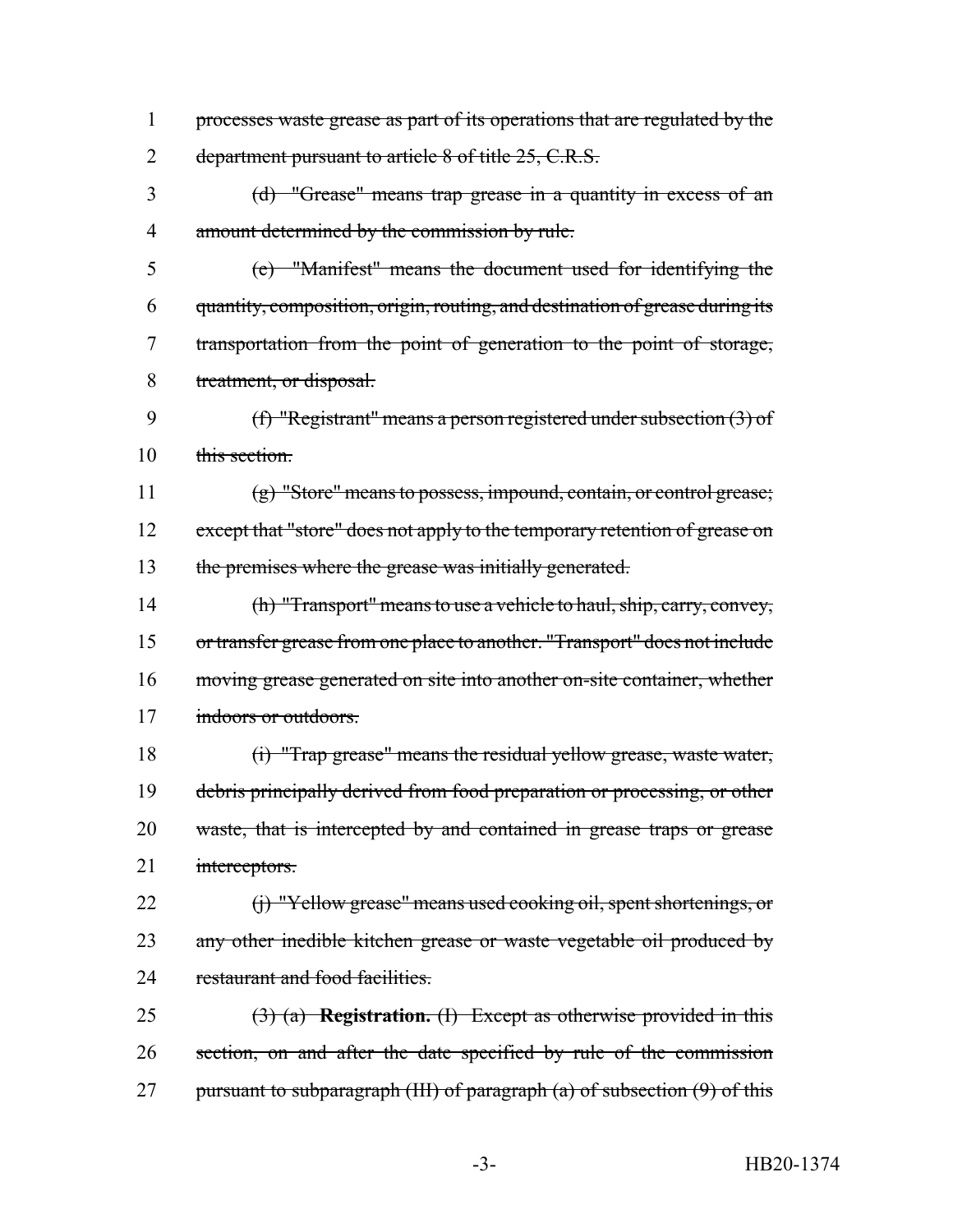processes waste grease as part of its operations that are regulated by the department pursuant to article 8 of title 25, C.R.S.

(d) "Grease" means trap grease in a quantity in excess of an amount determined by the commission by rule.

(e) "Manifest" means the document used for identifying the quantity, composition, origin, routing, and destination of grease during its transportation from the point of generation to the point of storage, treatment, or disposal.

(f) "Registrant" means a person registered under subsection (3) of this section.

(g) "Store" means to possess, impound, contain, or control grease; except that "store" does not apply to the temporary retention of grease on the premises where the grease was initially generated.

(h) "Transport" means to use a vehicle to haul, ship, carry, convey, or transfer grease from one place to another. "Transport" does not include moving grease generated on site into another on-site container, whether indoors or outdoors.

(i) "Trap grease" means the residual yellow grease, waste water, debris principally derived from food preparation or processing, or other waste, that is intercepted by and contained in grease traps or grease interceptors.

(j) "Yellow grease" means used cooking oil, spent shortenings, or any other inedible kitchen grease or waste vegetable oil produced by restaurant and food facilities.

(3) (a) **Registration.** (I) Except as otherwise provided in this section, on and after the date specified by rule of the commission pursuant to subparagraph (III) of paragraph (a) of subsection (9) of this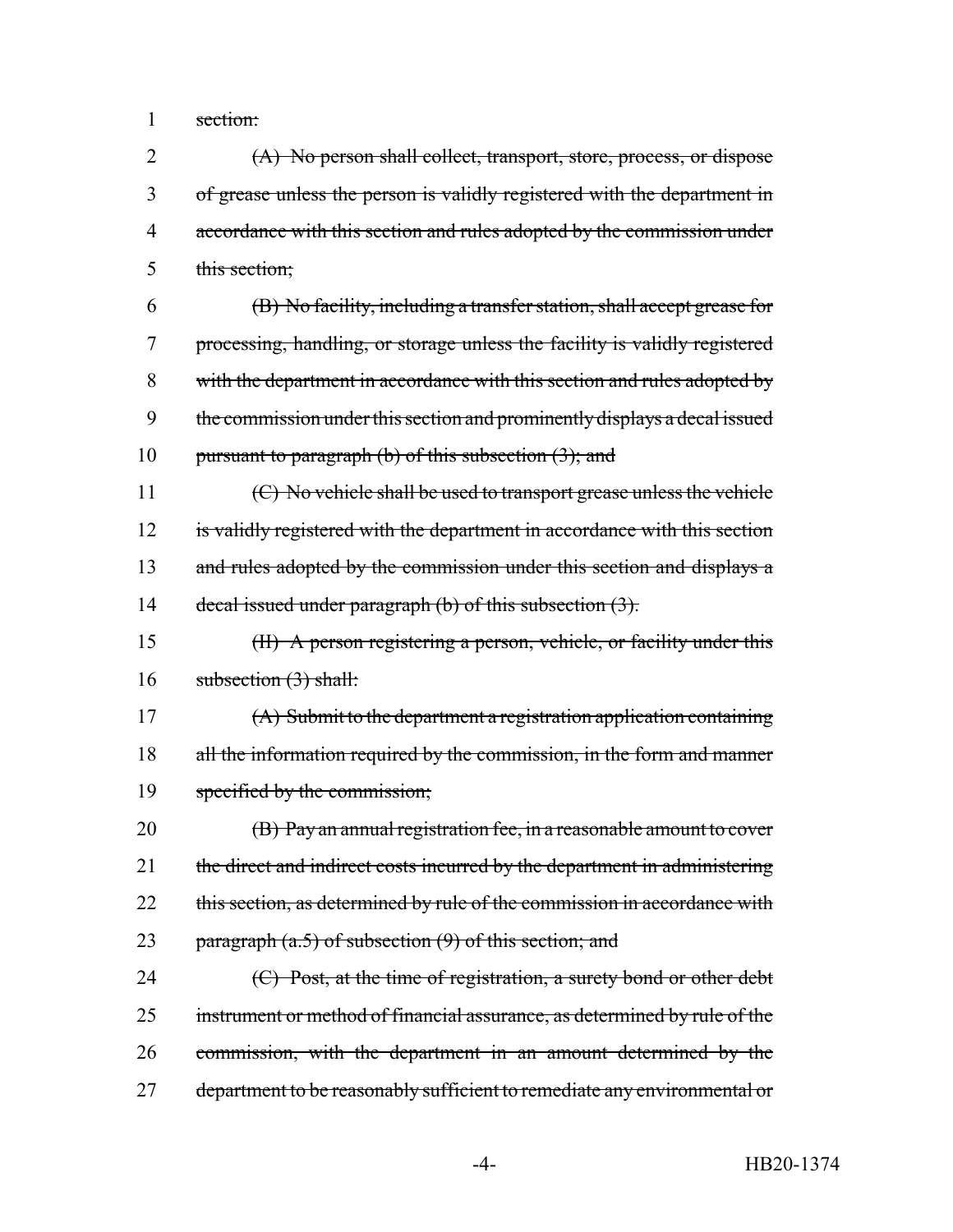~~section:~~

~~(A) No person shall collect, transport, store, process, or dispose of grease unless the person is validly registered with the department in accordance with this section and rules adopted by the commission under this section;~~

~~(B) No facility, including a transfer station, shall accept grease for processing, handling, or storage unless the facility is validly registered with the department in accordance with this section and rules adopted by the commission under this section and prominently displays a decal issued pursuant to paragraph (b) of this subsection (3); and~~

~~(C) No vehicle shall be used to transport grease unless the vehicle is validly registered with the department in accordance with this section and rules adopted by the commission under this section and displays a decal issued under paragraph (b) of this subsection (3).~~

~~(II) A person registering a person, vehicle, or facility under this subsection (3) shall:~~

~~(A) Submit to the department a registration application containing all the information required by the commission, in the form and manner specified by the commission;~~

~~(B) Pay an annual registration fee, in a reasonable amount to cover the direct and indirect costs incurred by the department in administering this section, as determined by rule of the commission in accordance with paragraph (a.5) of subsection (9) of this section; and~~

~~(C) Post, at the time of registration, a surety bond or other debt instrument or method of financial assurance, as determined by rule of the commission, with the department in an amount determined by the department to be reasonably sufficient to remediate any environmental or~~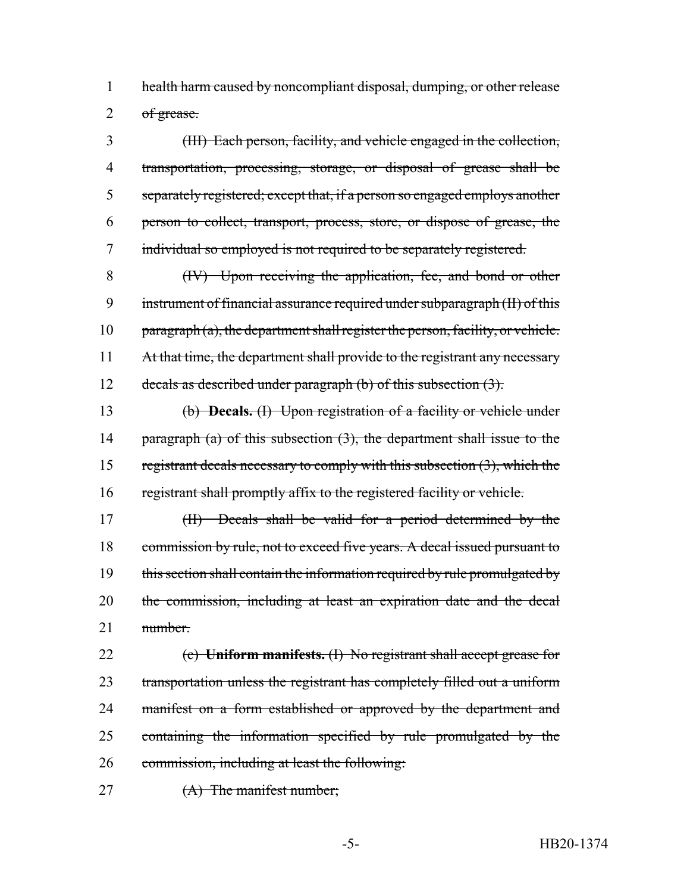~~health harm caused by noncompliant disposal, dumping, or other release of grease.~~

~~(III) Each person, facility, and vehicle engaged in the collection, transportation, processing, storage, or disposal of grease shall be separately registered; except that, if a person so engaged employs another person to collect, transport, process, store, or dispose of grease, the individual so employed is not required to be separately registered.~~

~~(IV) Upon receiving the application, fee, and bond or other instrument of financial assurance required under subparagraph (II) of this paragraph (a), the department shall register the person, facility, or vehicle. At that time, the department shall provide to the registrant any necessary decals as described under paragraph (b) of this subsection (3).~~

~~(b) **Decals.** (I) Upon registration of a facility or vehicle under paragraph (a) of this subsection (3), the department shall issue to the registrant decals necessary to comply with this subsection (3), which the registrant shall promptly affix to the registered facility or vehicle.~~

~~(II) Decals shall be valid for a period determined by the commission by rule, not to exceed five years. A decal issued pursuant to this section shall contain the information required by rule promulgated by the commission, including at least an expiration date and the decal number.~~

~~(c) **Uniform manifests.** (I) No registrant shall accept grease for transportation unless the registrant has completely filled out a uniform manifest on a form established or approved by the department and containing the information specified by rule promulgated by the commission, including at least the following:~~

~~(A) The manifest number;~~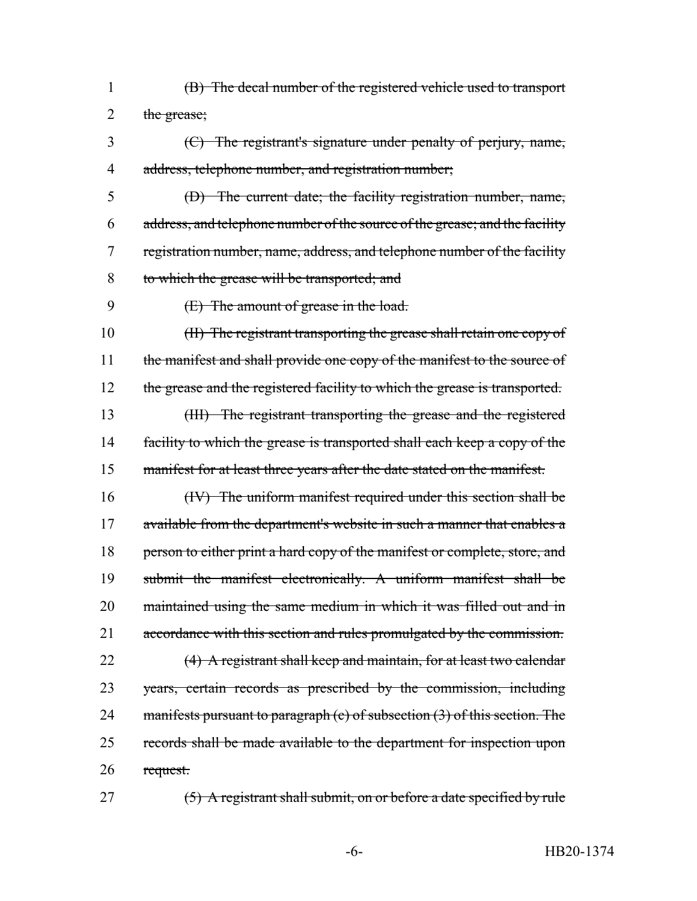1 ~~(B) The decal number of the registered vehicle used to transport~~
2 ~~the grease;~~

3 ~~(C) The registrant's signature under penalty of perjury, name,~~
4 ~~address, telephone number, and registration number;~~

5 ~~(D) The current date; the facility registration number, name,~~
6 ~~address, and telephone number of the source of the grease; and the facility~~
7 ~~registration number, name, address, and telephone number of the facility~~
8 ~~to which the grease will be transported; and~~

9 ~~(E) The amount of grease in the load.~~

10 ~~(II) The registrant transporting the grease shall retain one copy of~~
11 ~~the manifest and shall provide one copy of the manifest to the source of~~
12 ~~the grease and the registered facility to which the grease is transported.~~

13 ~~(III) The registrant transporting the grease and the registered~~
14 ~~facility to which the grease is transported shall each keep a copy of the~~
15 ~~manifest for at least three years after the date stated on the manifest.~~

16 ~~(IV) The uniform manifest required under this section shall be~~
17 ~~available from the department's website in such a manner that enables a~~
18 ~~person to either print a hard copy of the manifest or complete, store, and~~
19 ~~submit the manifest electronically. A uniform manifest shall be~~
20 ~~maintained using the same medium in which it was filled out and in~~
21 ~~accordance with this section and rules promulgated by the commission.~~

22 ~~(4) A registrant shall keep and maintain, for at least two calendar~~
23 ~~years, certain records as prescribed by the commission, including~~
24 ~~manifests pursuant to paragraph (c) of subsection (3) of this section. The~~
25 ~~records shall be made available to the department for inspection upon~~
26 ~~request.~~

27 ~~(5) A registrant shall submit, on or before a date specified by rule~~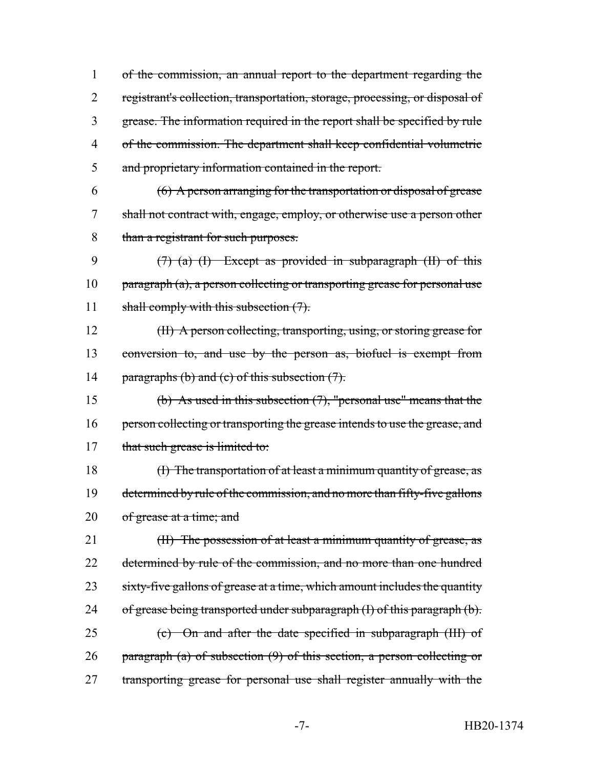~~of the commission, an annual report to the department regarding the registrant's collection, transportation, storage, processing, or disposal of grease. The information required in the report shall be specified by rule of the commission. The department shall keep confidential volumetric and proprietary information contained in the report.~~

~~(6) A person arranging for the transportation or disposal of grease shall not contract with, engage, employ, or otherwise use a person other than a registrant for such purposes.~~

~~(7) (a) (I) Except as provided in subparagraph (II) of this paragraph (a), a person collecting or transporting grease for personal use shall comply with this subsection (7).~~

~~(II) A person collecting, transporting, using, or storing grease for conversion to, and use by the person as, biofuel is exempt from paragraphs (b) and (c) of this subsection (7).~~

~~(b) As used in this subsection (7), "personal use" means that the person collecting or transporting the grease intends to use the grease, and that such grease is limited to:~~

~~(I) The transportation of at least a minimum quantity of grease, as determined by rule of the commission, and no more than fifty-five gallons of grease at a time; and~~

~~(II) The possession of at least a minimum quantity of grease, as determined by rule of the commission, and no more than one hundred sixty-five gallons of grease at a time, which amount includes the quantity of grease being transported under subparagraph (I) of this paragraph (b).~~

~~(c) On and after the date specified in subparagraph (III) of paragraph (a) of subsection (9) of this section, a person collecting or transporting grease for personal use shall register annually with the~~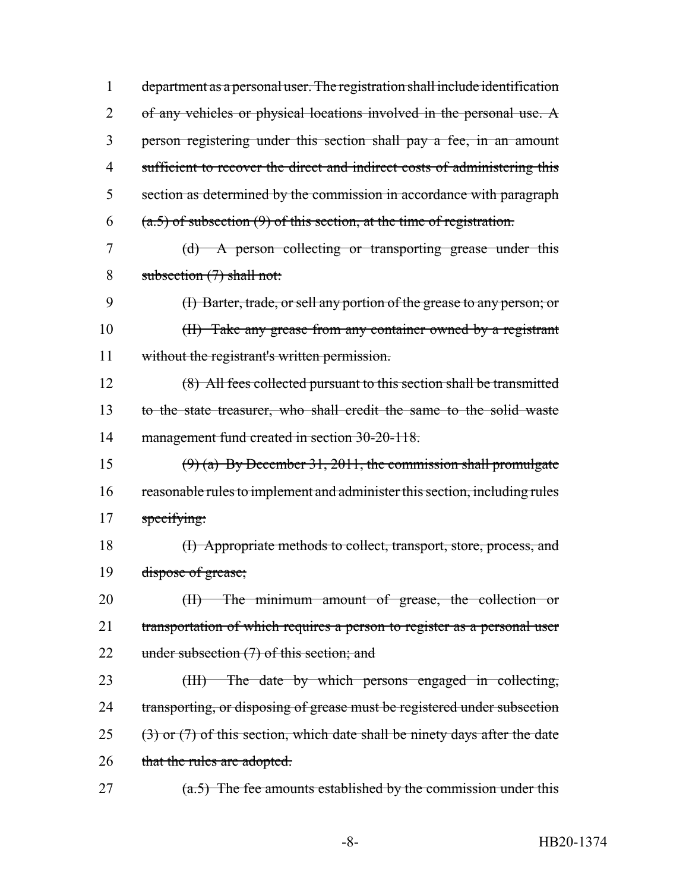~~department as a personal user. The registration shall include identification of any vehicles or physical locations involved in the personal use. A person registering under this section shall pay a fee, in an amount sufficient to recover the direct and indirect costs of administering this section as determined by the commission in accordance with paragraph (a.5) of subsection (9) of this section, at the time of registration.~~

~~(d) A person collecting or transporting grease under this subsection (7) shall not:~~

~~(I) Barter, trade, or sell any portion of the grease to any person; or~~

~~(II) Take any grease from any container owned by a registrant without the registrant's written permission.~~

~~(8) All fees collected pursuant to this section shall be transmitted to the state treasurer, who shall credit the same to the solid waste management fund created in section 30-20-118.~~

~~(9) (a) By December 31, 2011, the commission shall promulgate reasonable rules to implement and administer this section, including rules specifying:~~

~~(I) Appropriate methods to collect, transport, store, process, and dispose of grease;~~

~~(II) The minimum amount of grease, the collection or transportation of which requires a person to register as a personal user under subsection (7) of this section; and~~

~~(III) The date by which persons engaged in collecting, transporting, or disposing of grease must be registered under subsection (3) or (7) of this section, which date shall be ninety days after the date that the rules are adopted.~~

~~(a.5) The fee amounts established by the commission under this~~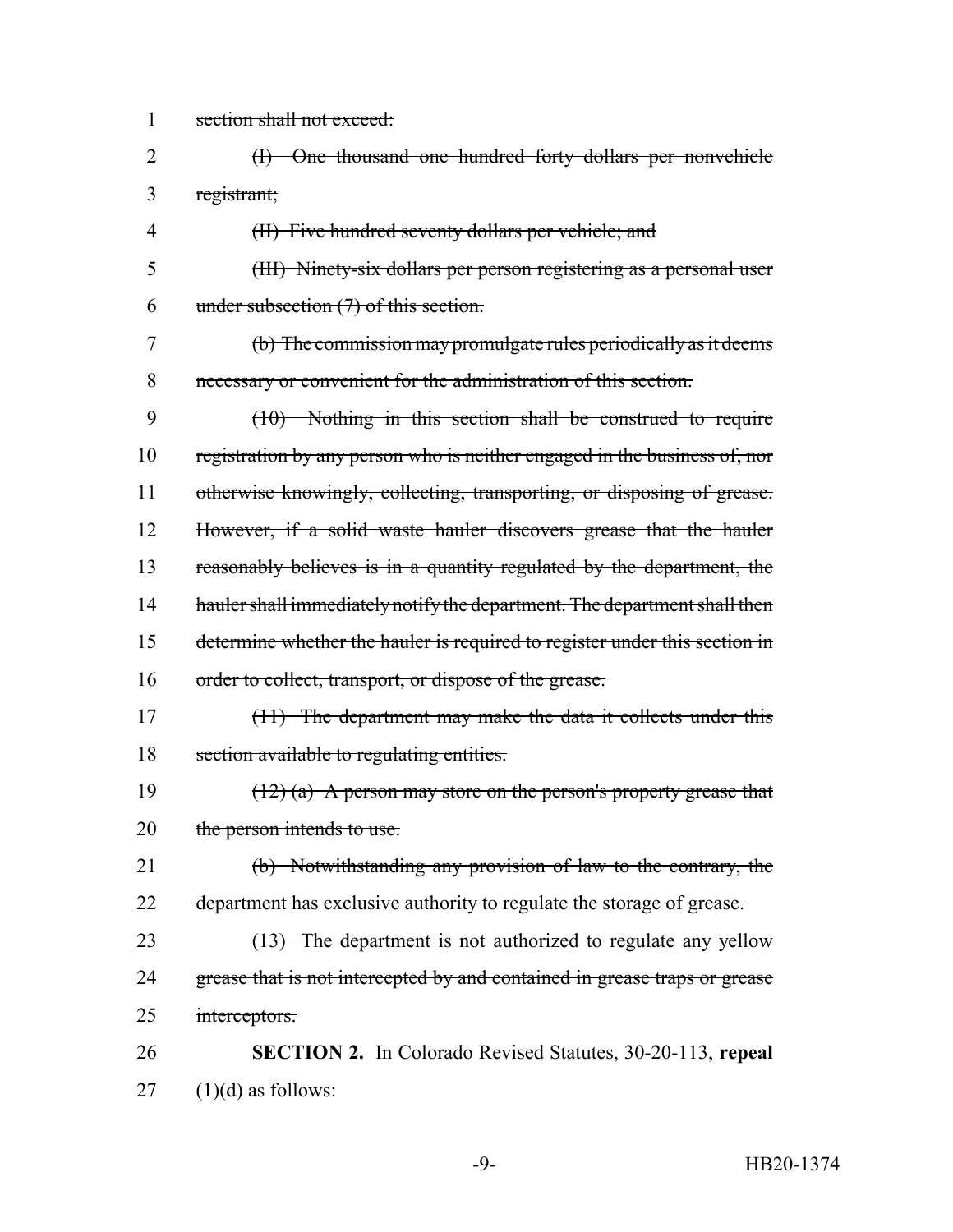~~section shall not exceed:~~

~~(I) One thousand one hundred forty dollars per nonvehicle registrant;~~

~~(II) Five hundred seventy dollars per vehicle; and~~

~~(III) Ninety-six dollars per person registering as a personal user under subsection (7) of this section.~~

~~(b) The commission may promulgate rules periodically as it deems necessary or convenient for the administration of this section.~~

~~(10) Nothing in this section shall be construed to require registration by any person who is neither engaged in the business of, nor otherwise knowingly, collecting, transporting, or disposing of grease. However, if a solid waste hauler discovers grease that the hauler reasonably believes is in a quantity regulated by the department, the hauler shall immediately notify the department. The department shall then determine whether the hauler is required to register under this section in order to collect, transport, or dispose of the grease.~~

~~(11) The department may make the data it collects under this section available to regulating entities.~~

~~(12) (a) A person may store on the person's property grease that the person intends to use.~~

~~(b) Notwithstanding any provision of law to the contrary, the department has exclusive authority to regulate the storage of grease.~~

~~(13) The department is not authorized to regulate any yellow grease that is not intercepted by and contained in grease traps or grease interceptors.~~

**SECTION 2.** In Colorado Revised Statutes, 30-20-113, **repeal** (1)(d) as follows: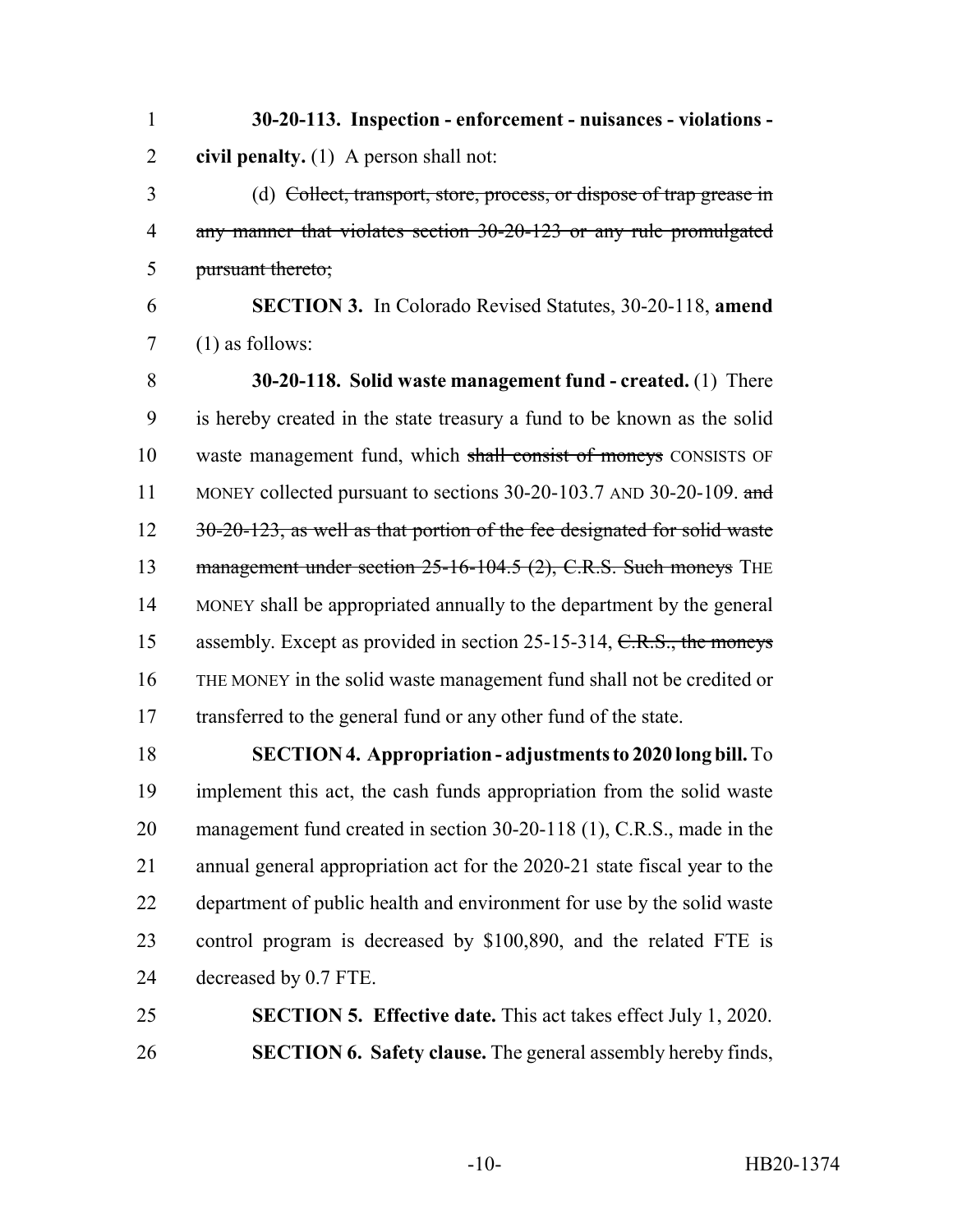**30-20-113. Inspection - enforcement - nuisances - violations - civil penalty.** (1) A person shall not:

(d) ~~Collect, transport, store, process, or dispose of trap grease in any manner that violates section 30-20-123 or any rule promulgated pursuant thereto;~~

**SECTION 3.** In Colorado Revised Statutes, 30-20-118, **amend** (1) as follows:

**30-20-118. Solid waste management fund - created.** (1) There is hereby created in the state treasury a fund to be known as the solid waste management fund, which ~~shall consist of moneys~~ CONSISTS OF MONEY collected pursuant to sections 30-20-103.7 AND 30-20-109. ~~and 30-20-123, as well as that portion of the fee designated for solid waste management under section 25-16-104.5 (2), C.R.S. Such moneys~~ THE MONEY shall be appropriated annually to the department by the general assembly. Except as provided in section 25-15-314, ~~C.R.S., the moneys~~ THE MONEY in the solid waste management fund shall not be credited or transferred to the general fund or any other fund of the state.

**SECTION 4. Appropriation - adjustments to 2020 long bill.** To implement this act, the cash funds appropriation from the solid waste management fund created in section 30-20-118 (1), C.R.S., made in the annual general appropriation act for the 2020-21 state fiscal year to the department of public health and environment for use by the solid waste control program is decreased by $100,890, and the related FTE is decreased by 0.7 FTE.

**SECTION 5. Effective date.** This act takes effect July 1, 2020.

**SECTION 6. Safety clause.** The general assembly hereby finds,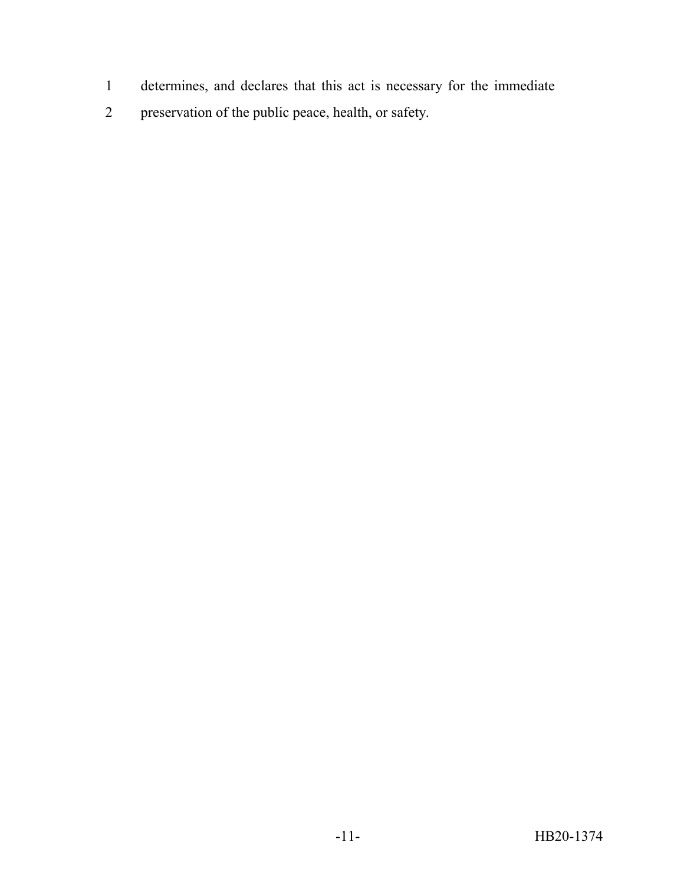determines, and declares that this act is necessary for the immediate preservation of the public peace, health, or safety.